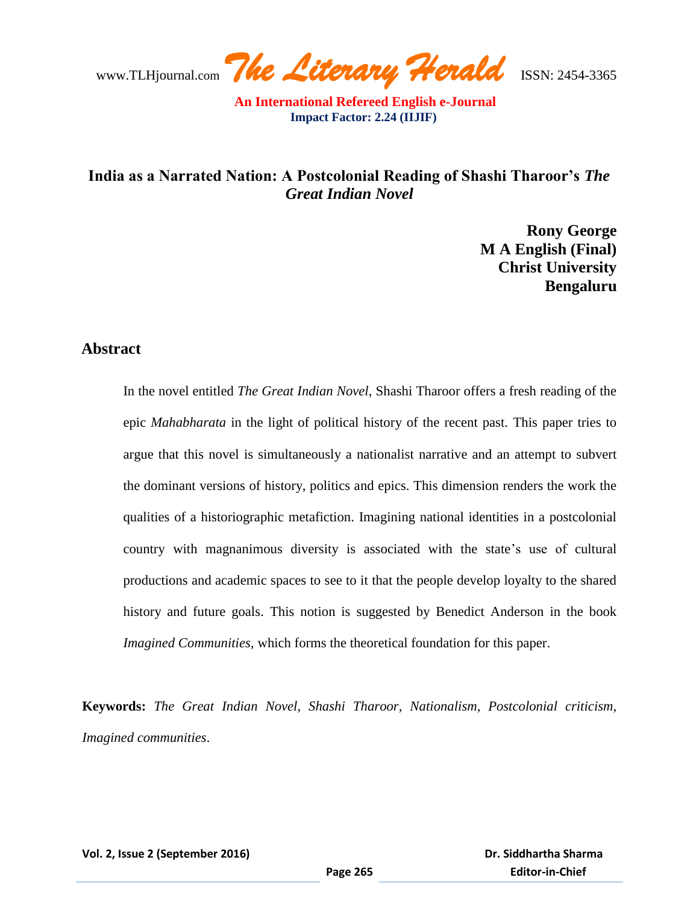# India as a Narrated Nation: A Postcolonial Reading of Shashi Tharoor's *The Great Indian Novel*

**Rony George**
**M A English (Final)**
**Christ University**
**Bengaluru**

## Abstract

In the novel entitled *The Great Indian Novel*, Shashi Tharoor offers a fresh reading of the epic *Mahabharata* in the light of political history of the recent past. This paper tries to argue that this novel is simultaneously a nationalist narrative and an attempt to subvert the dominant versions of history, politics and epics. This dimension renders the work the qualities of a historiographic metafiction. Imagining national identities in a postcolonial country with magnanimous diversity is associated with the state's use of cultural productions and academic spaces to see to it that the people develop loyalty to the shared history and future goals. This notion is suggested by Benedict Anderson in the book *Imagined Communities*, which forms the theoretical foundation for this paper.

**Keywords:** *The Great Indian Novel, Shashi Tharoor, Nationalism, Postcolonial criticism, Imagined communities*.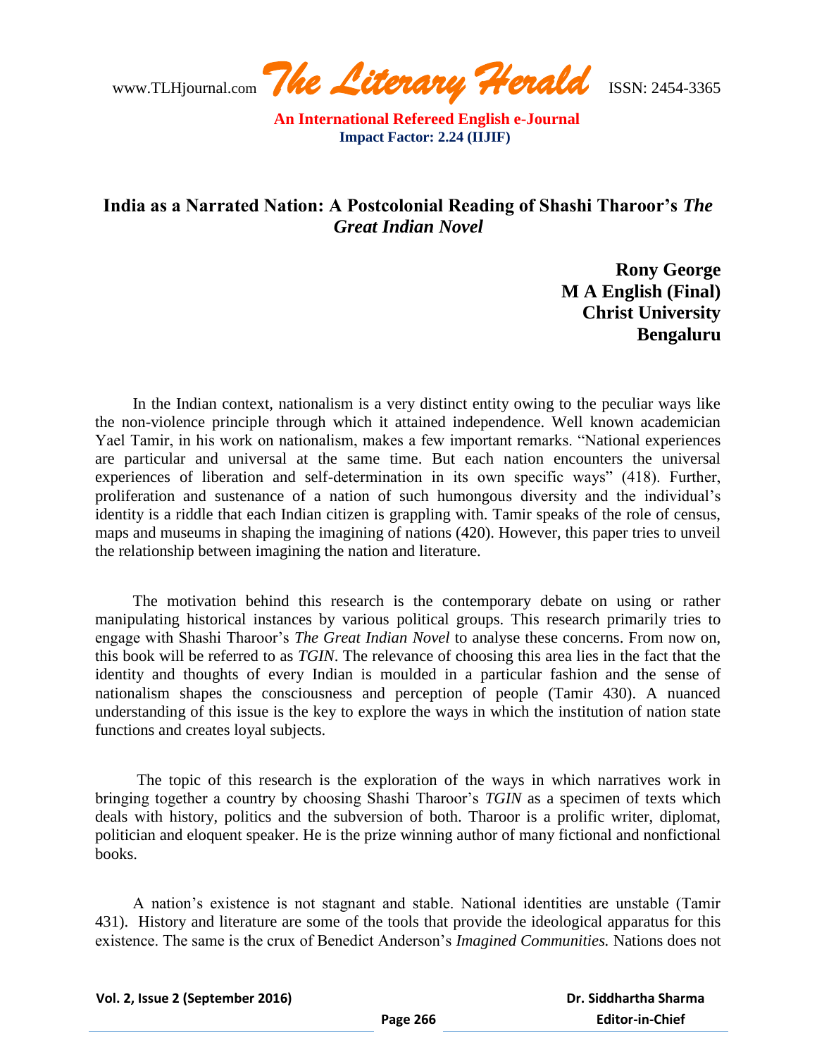## India as a Narrated Nation: A Postcolonial Reading of Shashi Tharoor's *The Great Indian Novel*

**Rony George**
**M A English (Final)**
**Christ University**
**Bengaluru**

In the Indian context, nationalism is a very distinct entity owing to the peculiar ways like the non-violence principle through which it attained independence. Well known academician Yael Tamir, in his work on nationalism, makes a few important remarks. "National experiences are particular and universal at the same time. But each nation encounters the universal experiences of liberation and self-determination in its own specific ways" (418). Further, proliferation and sustenance of a nation of such humongous diversity and the individual's identity is a riddle that each Indian citizen is grappling with. Tamir speaks of the role of census, maps and museums in shaping the imagining of nations (420). However, this paper tries to unveil the relationship between imagining the nation and literature.

The motivation behind this research is the contemporary debate on using or rather manipulating historical instances by various political groups. This research primarily tries to engage with Shashi Tharoor's *The Great Indian Novel* to analyse these concerns. From now on, this book will be referred to as *TGIN*. The relevance of choosing this area lies in the fact that the identity and thoughts of every Indian is moulded in a particular fashion and the sense of nationalism shapes the consciousness and perception of people (Tamir 430). A nuanced understanding of this issue is the key to explore the ways in which the institution of nation state functions and creates loyal subjects.

The topic of this research is the exploration of the ways in which narratives work in bringing together a country by choosing Shashi Tharoor's *TGIN* as a specimen of texts which deals with history, politics and the subversion of both. Tharoor is a prolific writer, diplomat, politician and eloquent speaker. He is the prize winning author of many fictional and nonfictional books.

A nation's existence is not stagnant and stable. National identities are unstable (Tamir 431). History and literature are some of the tools that provide the ideological apparatus for this existence. The same is the crux of Benedict Anderson's *Imagined Communities.* Nations does not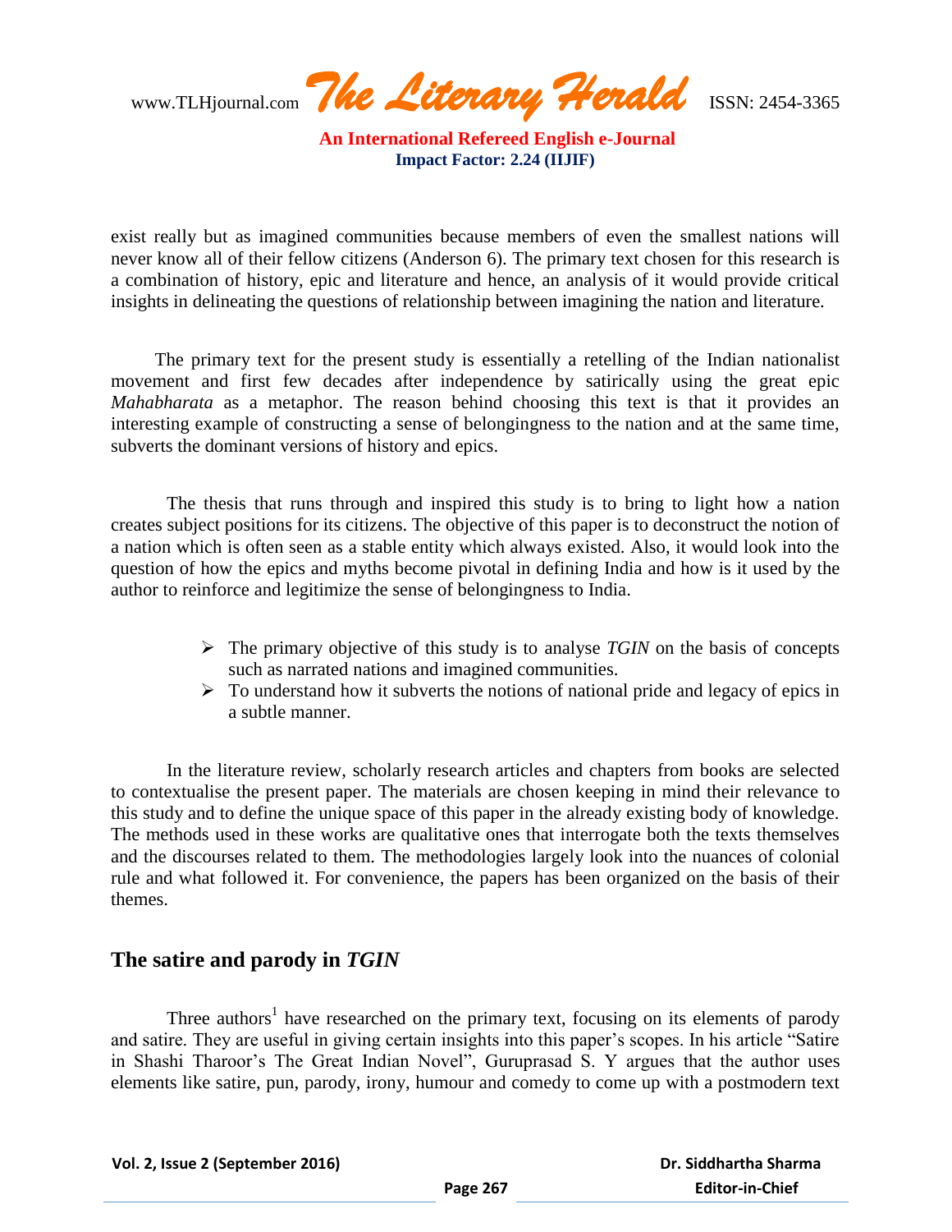exist really but as imagined communities because members of even the smallest nations will never know all of their fellow citizens (Anderson 6). The primary text chosen for this research is a combination of history, epic and literature and hence, an analysis of it would provide critical insights in delineating the questions of relationship between imagining the nation and literature.

The primary text for the present study is essentially a retelling of the Indian nationalist movement and first few decades after independence by satirically using the great epic *Mahabharata* as a metaphor. The reason behind choosing this text is that it provides an interesting example of constructing a sense of belongingness to the nation and at the same time, subverts the dominant versions of history and epics.

The thesis that runs through and inspired this study is to bring to light how a nation creates subject positions for its citizens. The objective of this paper is to deconstruct the notion of a nation which is often seen as a stable entity which always existed. Also, it would look into the question of how the epics and myths become pivotal in defining India and how is it used by the author to reinforce and legitimize the sense of belongingness to India.

- The primary objective of this study is to analyse *TGIN* on the basis of concepts such as narrated nations and imagined communities.
- To understand how it subverts the notions of national pride and legacy of epics in a subtle manner.

In the literature review, scholarly research articles and chapters from books are selected to contextualise the present paper. The materials are chosen keeping in mind their relevance to this study and to define the unique space of this paper in the already existing body of knowledge. The methods used in these works are qualitative ones that interrogate both the texts themselves and the discourses related to them. The methodologies largely look into the nuances of colonial rule and what followed it. For convenience, the papers has been organized on the basis of their themes.

## The satire and parody in *TGIN*

Three authors[1] have researched on the primary text, focusing on its elements of parody and satire. They are useful in giving certain insights into this paper's scopes. In his article "Satire in Shashi Tharoor's The Great Indian Novel", Guruprasad S. Y argues that the author uses elements like satire, pun, parody, irony, humour and comedy to come up with a postmodern text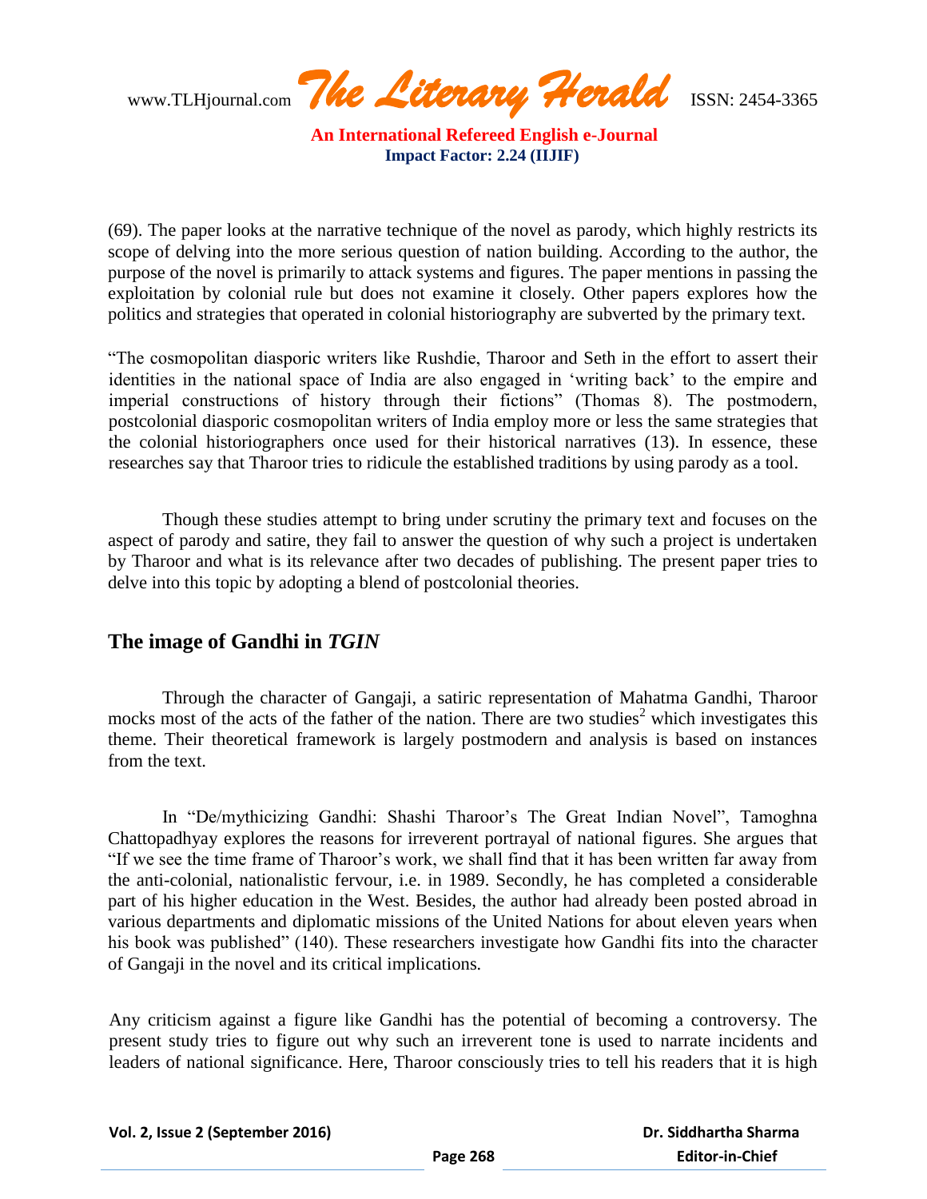(69). The paper looks at the narrative technique of the novel as parody, which highly restricts its scope of delving into the more serious question of nation building. According to the author, the purpose of the novel is primarily to attack systems and figures. The paper mentions in passing the exploitation by colonial rule but does not examine it closely. Other papers explores how the politics and strategies that operated in colonial historiography are subverted by the primary text.

"The cosmopolitan diasporic writers like Rushdie, Tharoor and Seth in the effort to assert their identities in the national space of India are also engaged in 'writing back' to the empire and imperial constructions of history through their fictions" (Thomas 8). The postmodern, postcolonial diasporic cosmopolitan writers of India employ more or less the same strategies that the colonial historiographers once used for their historical narratives (13). In essence, these researches say that Tharoor tries to ridicule the established traditions by using parody as a tool.

Though these studies attempt to bring under scrutiny the primary text and focuses on the aspect of parody and satire, they fail to answer the question of why such a project is undertaken by Tharoor and what is its relevance after two decades of publishing. The present paper tries to delve into this topic by adopting a blend of postcolonial theories.

## The image of Gandhi in *TGIN*

Through the character of Gangaji, a satiric representation of Mahatma Gandhi, Tharoor mocks most of the acts of the father of the nation. There are two studies[2] which investigates this theme. Their theoretical framework is largely postmodern and analysis is based on instances from the text.

In "De/mythicizing Gandhi: Shashi Tharoor's The Great Indian Novel", Tamoghna Chattopadhyay explores the reasons for irreverent portrayal of national figures. She argues that "If we see the time frame of Tharoor's work, we shall find that it has been written far away from the anti-colonial, nationalistic fervour, i.e. in 1989. Secondly, he has completed a considerable part of his higher education in the West. Besides, the author had already been posted abroad in various departments and diplomatic missions of the United Nations for about eleven years when his book was published" (140). These researchers investigate how Gandhi fits into the character of Gangaji in the novel and its critical implications.

Any criticism against a figure like Gandhi has the potential of becoming a controversy. The present study tries to figure out why such an irreverent tone is used to narrate incidents and leaders of national significance. Here, Tharoor consciously tries to tell his readers that it is high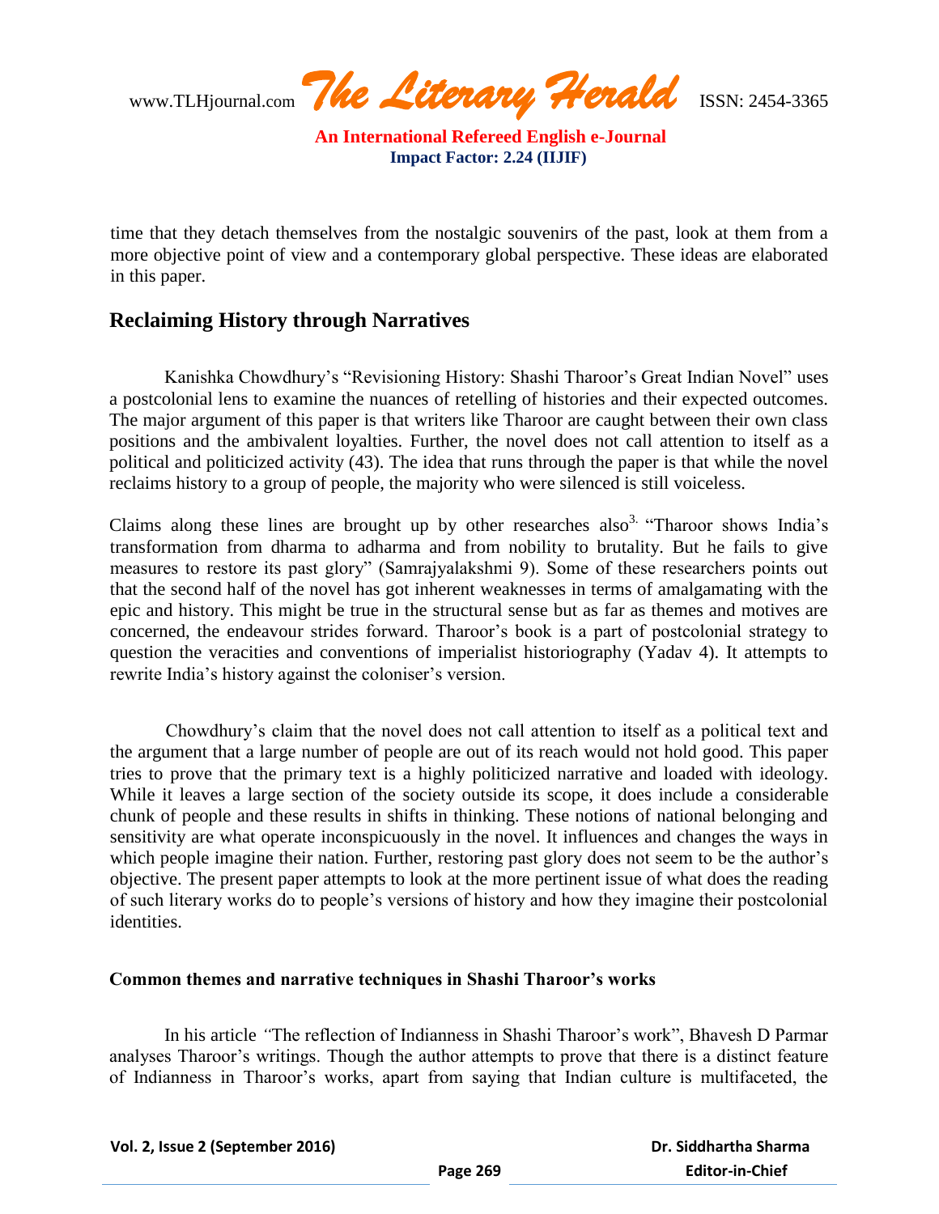time that they detach themselves from the nostalgic souvenirs of the past, look at them from a more objective point of view and a contemporary global perspective. These ideas are elaborated in this paper.

## Reclaiming History through Narratives

Kanishka Chowdhury's "Revisioning History: Shashi Tharoor's Great Indian Novel" uses a postcolonial lens to examine the nuances of retelling of histories and their expected outcomes. The major argument of this paper is that writers like Tharoor are caught between their own class positions and the ambivalent loyalties. Further, the novel does not call attention to itself as a political and politicized activity (43). The idea that runs through the paper is that while the novel reclaims history to a group of people, the majority who were silenced is still voiceless.

Claims along these lines are brought up by other researches also[3.] "Tharoor shows India's transformation from dharma to adharma and from nobility to brutality. But he fails to give measures to restore its past glory" (Samrajyalakshmi 9). Some of these researchers points out that the second half of the novel has got inherent weaknesses in terms of amalgamating with the epic and history. This might be true in the structural sense but as far as themes and motives are concerned, the endeavour strides forward. Tharoor's book is a part of postcolonial strategy to question the veracities and conventions of imperialist historiography (Yadav 4). It attempts to rewrite India's history against the coloniser's version.

Chowdhury's claim that the novel does not call attention to itself as a political text and the argument that a large number of people are out of its reach would not hold good. This paper tries to prove that the primary text is a highly politicized narrative and loaded with ideology. While it leaves a large section of the society outside its scope, it does include a considerable chunk of people and these results in shifts in thinking. These notions of national belonging and sensitivity are what operate inconspicuously in the novel. It influences and changes the ways in which people imagine their nation. Further, restoring past glory does not seem to be the author's objective. The present paper attempts to look at the more pertinent issue of what does the reading of such literary works do to people's versions of history and how they imagine their postcolonial identities.

### Common themes and narrative techniques in Shashi Tharoor's works

In his article *"*The reflection of Indianness in Shashi Tharoor's work", Bhavesh D Parmar analyses Tharoor's writings. Though the author attempts to prove that there is a distinct feature of Indianness in Tharoor's works, apart from saying that Indian culture is multifaceted, the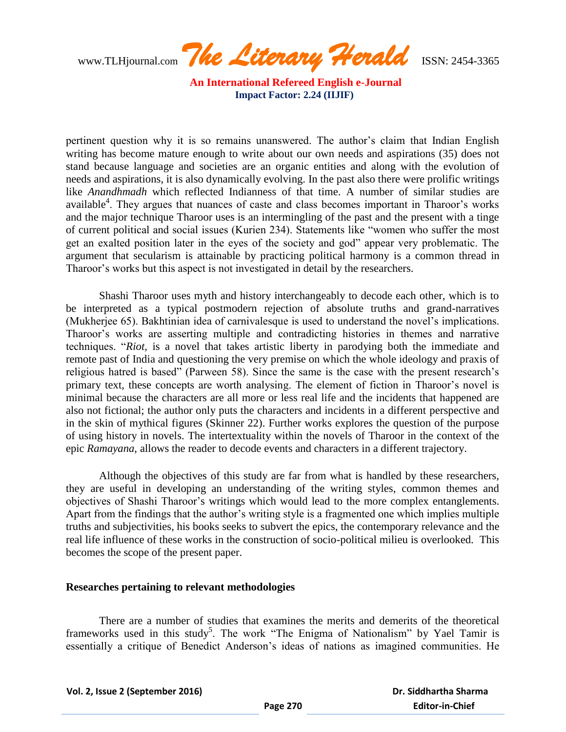pertinent question why it is so remains unanswered. The author's claim that Indian English writing has become mature enough to write about our own needs and aspirations (35) does not stand because language and societies are an organic entities and along with the evolution of needs and aspirations, it is also dynamically evolving. In the past also there were prolific writings like *Anandhmadh* which reflected Indianness of that time. A number of similar studies are available[4]. They argues that nuances of caste and class becomes important in Tharoor's works and the major technique Tharoor uses is an intermingling of the past and the present with a tinge of current political and social issues (Kurien 234). Statements like "women who suffer the most get an exalted position later in the eyes of the society and god" appear very problematic. The argument that secularism is attainable by practicing political harmony is a common thread in Tharoor's works but this aspect is not investigated in detail by the researchers.

Shashi Tharoor uses myth and history interchangeably to decode each other, which is to be interpreted as a typical postmodern rejection of absolute truths and grand-narratives (Mukherjee 65). Bakhtinian idea of carnivalesque is used to understand the novel's implications. Tharoor's works are asserting multiple and contradicting histories in themes and narrative techniques. "*Riot,* is a novel that takes artistic liberty in parodying both the immediate and remote past of India and questioning the very premise on which the whole ideology and praxis of religious hatred is based" (Parween 58). Since the same is the case with the present research's primary text, these concepts are worth analysing. The element of fiction in Tharoor's novel is minimal because the characters are all more or less real life and the incidents that happened are also not fictional; the author only puts the characters and incidents in a different perspective and in the skin of mythical figures (Skinner 22). Further works explores the question of the purpose of using history in novels. The intertextuality within the novels of Tharoor in the context of the epic *Ramayana*, allows the reader to decode events and characters in a different trajectory.

Although the objectives of this study are far from what is handled by these researchers, they are useful in developing an understanding of the writing styles, common themes and objectives of Shashi Tharoor's writings which would lead to the more complex entanglements. Apart from the findings that the author's writing style is a fragmented one which implies multiple truths and subjectivities, his books seeks to subvert the epics, the contemporary relevance and the real life influence of these works in the construction of socio-political milieu is overlooked. This becomes the scope of the present paper.

**Researches pertaining to relevant methodologies**

There are a number of studies that examines the merits and demerits of the theoretical frameworks used in this study[5]. The work "The Enigma of Nationalism" by Yael Tamir is essentially a critique of Benedict Anderson's ideas of nations as imagined communities. He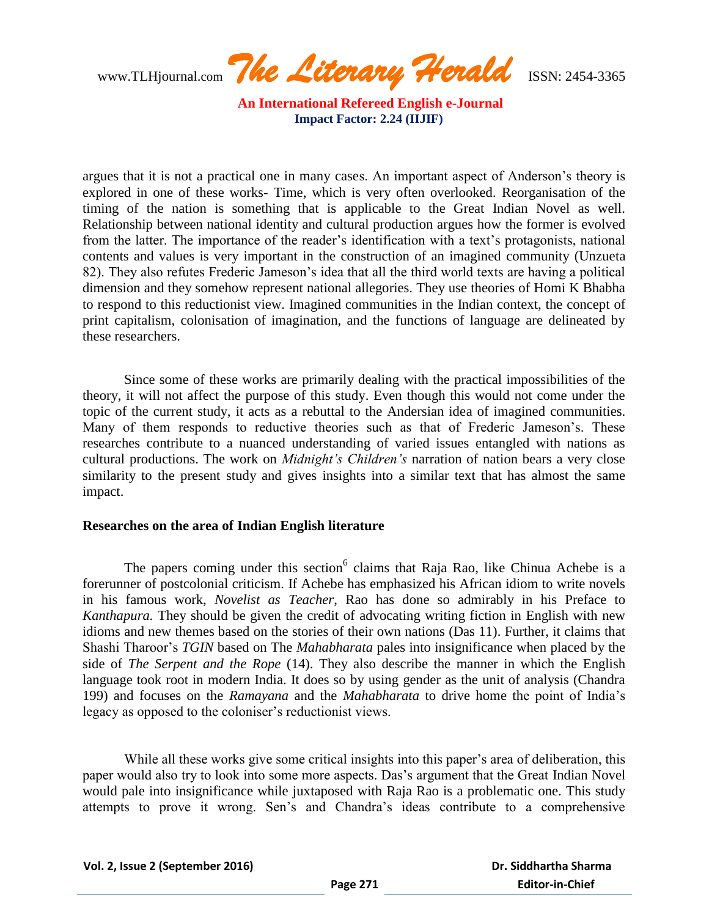argues that it is not a practical one in many cases. An important aspect of Anderson's theory is explored in one of these works- Time, which is very often overlooked. Reorganisation of the timing of the nation is something that is applicable to the Great Indian Novel as well. Relationship between national identity and cultural production argues how the former is evolved from the latter. The importance of the reader's identification with a text's protagonists, national contents and values is very important in the construction of an imagined community (Unzueta 82). They also refutes Frederic Jameson's idea that all the third world texts are having a political dimension and they somehow represent national allegories. They use theories of Homi K Bhabha to respond to this reductionist view. Imagined communities in the Indian context, the concept of print capitalism, colonisation of imagination, and the functions of language are delineated by these researchers.

Since some of these works are primarily dealing with the practical impossibilities of the theory, it will not affect the purpose of this study. Even though this would not come under the topic of the current study, it acts as a rebuttal to the Andersian idea of imagined communities. Many of them responds to reductive theories such as that of Frederic Jameson's. These researches contribute to a nuanced understanding of varied issues entangled with nations as cultural productions. The work on *Midnight's Children's* narration of nation bears a very close similarity to the present study and gives insights into a similar text that has almost the same impact.

**Researches on the area of Indian English literature**

The papers coming under this section[6] claims that Raja Rao, like Chinua Achebe is a forerunner of postcolonial criticism. If Achebe has emphasized his African idiom to write novels in his famous work, *Novelist as Teacher*, Rao has done so admirably in his Preface to *Kanthapura*. They should be given the credit of advocating writing fiction in English with new idioms and new themes based on the stories of their own nations (Das 11). Further, it claims that Shashi Tharoor's *TGIN* based on The *Mahabharata* pales into insignificance when placed by the side of *The Serpent and the Rope* (14). They also describe the manner in which the English language took root in modern India. It does so by using gender as the unit of analysis (Chandra 199) and focuses on the *Ramayana* and the *Mahabharata* to drive home the point of India's legacy as opposed to the coloniser's reductionist views.

While all these works give some critical insights into this paper's area of deliberation, this paper would also try to look into some more aspects. Das's argument that the Great Indian Novel would pale into insignificance while juxtaposed with Raja Rao is a problematic one. This study attempts to prove it wrong. Sen's and Chandra's ideas contribute to a comprehensive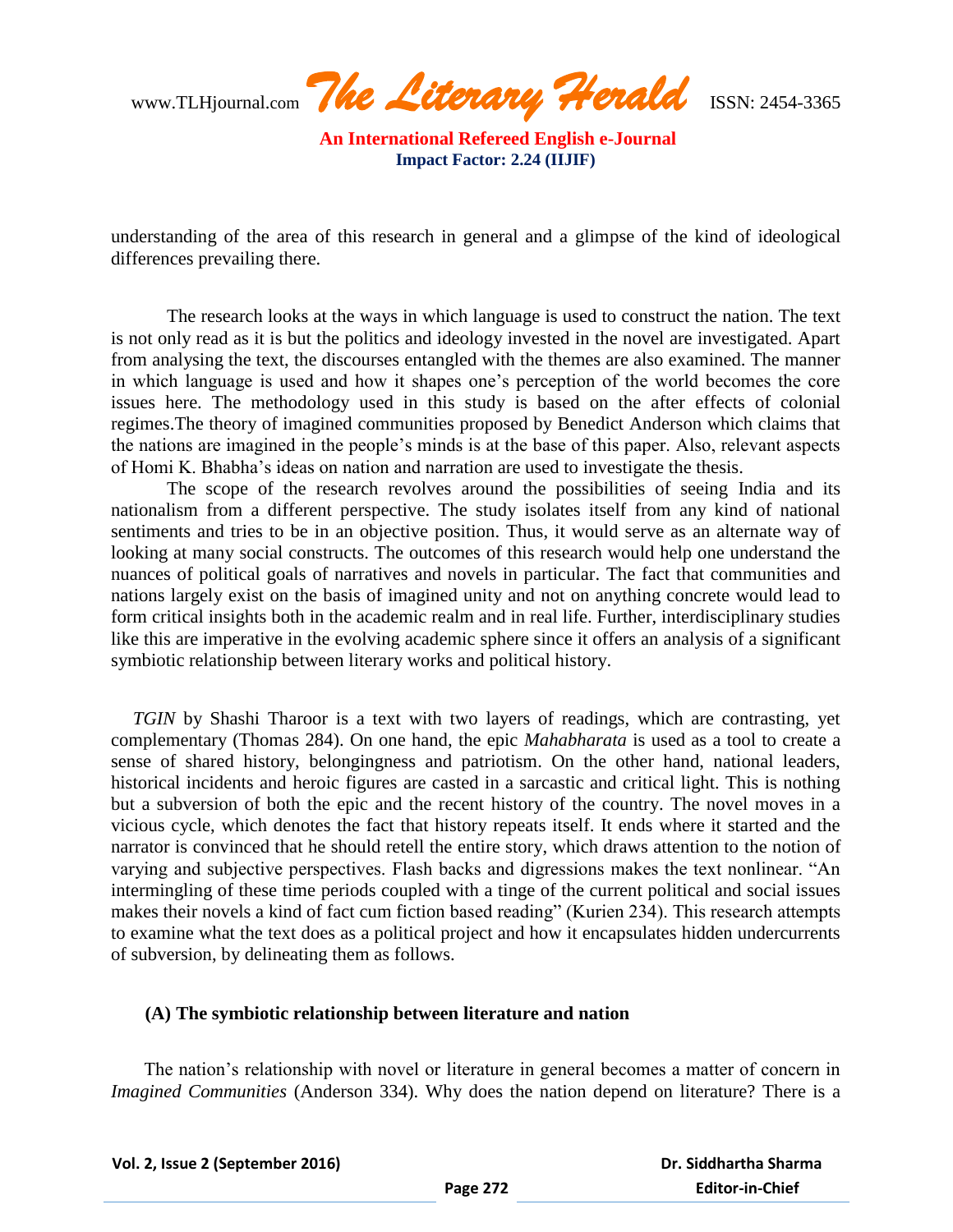understanding of the area of this research in general and a glimpse of the kind of ideological differences prevailing there.

The research looks at the ways in which language is used to construct the nation. The text is not only read as it is but the politics and ideology invested in the novel are investigated. Apart from analysing the text, the discourses entangled with the themes are also examined. The manner in which language is used and how it shapes one's perception of the world becomes the core issues here. The methodology used in this study is based on the after effects of colonial regimes.The theory of imagined communities proposed by Benedict Anderson which claims that the nations are imagined in the people's minds is at the base of this paper. Also, relevant aspects of Homi K. Bhabha's ideas on nation and narration are used to investigate the thesis.

The scope of the research revolves around the possibilities of seeing India and its nationalism from a different perspective. The study isolates itself from any kind of national sentiments and tries to be in an objective position. Thus, it would serve as an alternate way of looking at many social constructs. The outcomes of this research would help one understand the nuances of political goals of narratives and novels in particular. The fact that communities and nations largely exist on the basis of imagined unity and not on anything concrete would lead to form critical insights both in the academic realm and in real life. Further, interdisciplinary studies like this are imperative in the evolving academic sphere since it offers an analysis of a significant symbiotic relationship between literary works and political history.

*TGIN* by Shashi Tharoor is a text with two layers of readings, which are contrasting, yet complementary (Thomas 284). On one hand, the epic *Mahabharata* is used as a tool to create a sense of shared history, belongingness and patriotism. On the other hand, national leaders, historical incidents and heroic figures are casted in a sarcastic and critical light. This is nothing but a subversion of both the epic and the recent history of the country. The novel moves in a vicious cycle, which denotes the fact that history repeats itself. It ends where it started and the narrator is convinced that he should retell the entire story, which draws attention to the notion of varying and subjective perspectives. Flash backs and digressions makes the text nonlinear. "An intermingling of these time periods coupled with a tinge of the current political and social issues makes their novels a kind of fact cum fiction based reading" (Kurien 234). This research attempts to examine what the text does as a political project and how it encapsulates hidden undercurrents of subversion, by delineating them as follows.

### (A) The symbiotic relationship between literature and nation

The nation's relationship with novel or literature in general becomes a matter of concern in *Imagined Communities* (Anderson 334). Why does the nation depend on literature? There is a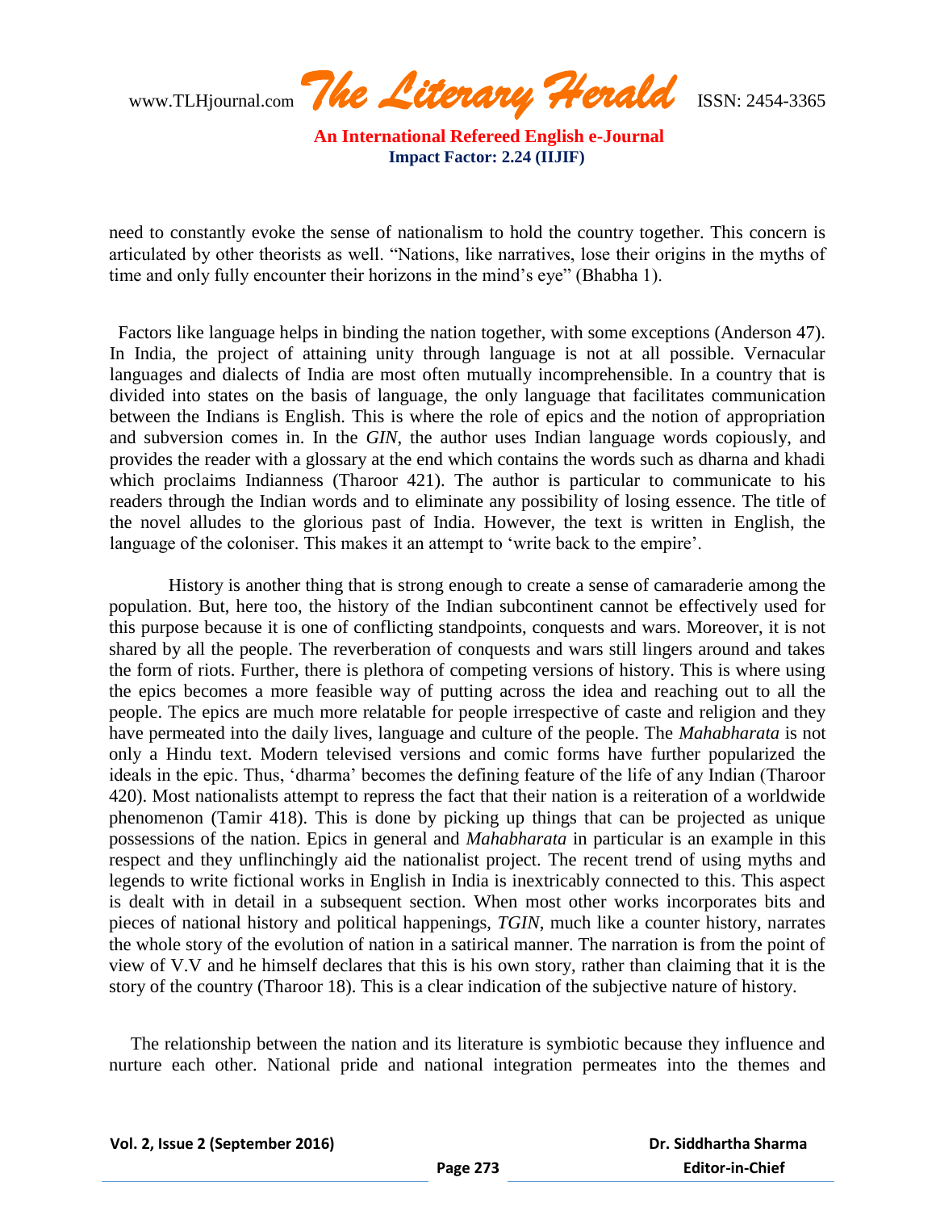need to constantly evoke the sense of nationalism to hold the country together. This concern is articulated by other theorists as well. "Nations, like narratives, lose their origins in the myths of time and only fully encounter their horizons in the mind's eye" (Bhabha 1).

Factors like language helps in binding the nation together, with some exceptions (Anderson 47). In India, the project of attaining unity through language is not at all possible. Vernacular languages and dialects of India are most often mutually incomprehensible. In a country that is divided into states on the basis of language, the only language that facilitates communication between the Indians is English. This is where the role of epics and the notion of appropriation and subversion comes in. In the *GIN*, the author uses Indian language words copiously, and provides the reader with a glossary at the end which contains the words such as dharna and khadi which proclaims Indianness (Tharoor 421). The author is particular to communicate to his readers through the Indian words and to eliminate any possibility of losing essence. The title of the novel alludes to the glorious past of India. However, the text is written in English, the language of the coloniser. This makes it an attempt to 'write back to the empire'.

History is another thing that is strong enough to create a sense of camaraderie among the population. But, here too, the history of the Indian subcontinent cannot be effectively used for this purpose because it is one of conflicting standpoints, conquests and wars. Moreover, it is not shared by all the people. The reverberation of conquests and wars still lingers around and takes the form of riots. Further, there is plethora of competing versions of history. This is where using the epics becomes a more feasible way of putting across the idea and reaching out to all the people. The epics are much more relatable for people irrespective of caste and religion and they have permeated into the daily lives, language and culture of the people. The *Mahabharata* is not only a Hindu text. Modern televised versions and comic forms have further popularized the ideals in the epic. Thus, 'dharma' becomes the defining feature of the life of any Indian (Tharoor 420). Most nationalists attempt to repress the fact that their nation is a reiteration of a worldwide phenomenon (Tamir 418). This is done by picking up things that can be projected as unique possessions of the nation. Epics in general and *Mahabharata* in particular is an example in this respect and they unflinchingly aid the nationalist project. The recent trend of using myths and legends to write fictional works in English in India is inextricably connected to this. This aspect is dealt with in detail in a subsequent section. When most other works incorporates bits and pieces of national history and political happenings, *TGIN*, much like a counter history, narrates the whole story of the evolution of nation in a satirical manner. The narration is from the point of view of V.V and he himself declares that this is his own story, rather than claiming that it is the story of the country (Tharoor 18). This is a clear indication of the subjective nature of history.

The relationship between the nation and its literature is symbiotic because they influence and nurture each other. National pride and national integration permeates into the themes and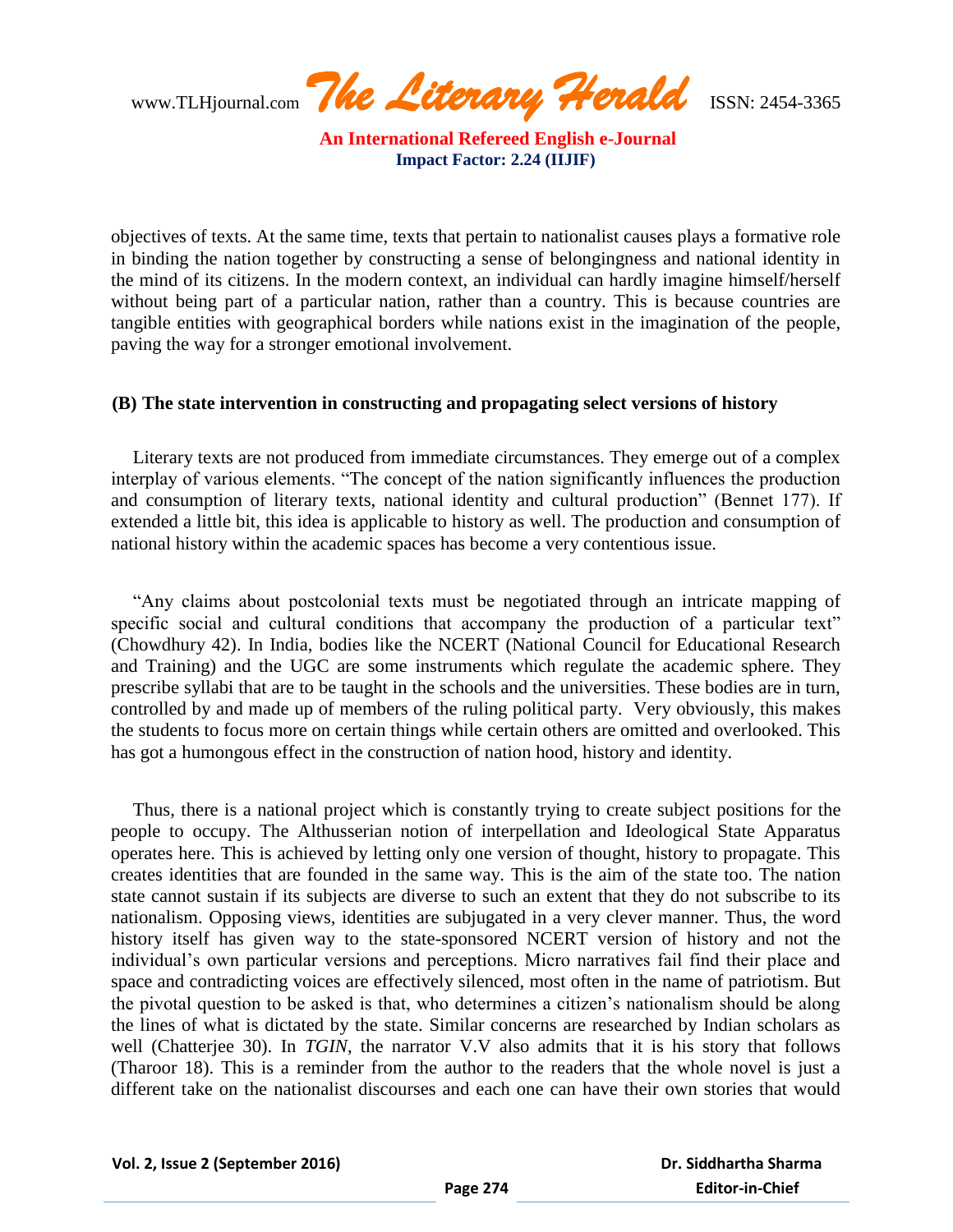objectives of texts. At the same time, texts that pertain to nationalist causes plays a formative role in binding the nation together by constructing a sense of belongingness and national identity in the mind of its citizens. In the modern context, an individual can hardly imagine himself/herself without being part of a particular nation, rather than a country. This is because countries are tangible entities with geographical borders while nations exist in the imagination of the people, paving the way for a stronger emotional involvement.

### (B) The state intervention in constructing and propagating select versions of history

Literary texts are not produced from immediate circumstances. They emerge out of a complex interplay of various elements. "The concept of the nation significantly influences the production and consumption of literary texts, national identity and cultural production" (Bennet 177). If extended a little bit, this idea is applicable to history as well. The production and consumption of national history within the academic spaces has become a very contentious issue.

"Any claims about postcolonial texts must be negotiated through an intricate mapping of specific social and cultural conditions that accompany the production of a particular text" (Chowdhury 42). In India, bodies like the NCERT (National Council for Educational Research and Training) and the UGC are some instruments which regulate the academic sphere. They prescribe syllabi that are to be taught in the schools and the universities. These bodies are in turn, controlled by and made up of members of the ruling political party. Very obviously, this makes the students to focus more on certain things while certain others are omitted and overlooked. This has got a humongous effect in the construction of nation hood, history and identity.

Thus, there is a national project which is constantly trying to create subject positions for the people to occupy. The Althusserian notion of interpellation and Ideological State Apparatus operates here. This is achieved by letting only one version of thought, history to propagate. This creates identities that are founded in the same way. This is the aim of the state too. The nation state cannot sustain if its subjects are diverse to such an extent that they do not subscribe to its nationalism. Opposing views, identities are subjugated in a very clever manner. Thus, the word history itself has given way to the state-sponsored NCERT version of history and not the individual's own particular versions and perceptions. Micro narratives fail find their place and space and contradicting voices are effectively silenced, most often in the name of patriotism. But the pivotal question to be asked is that, who determines a citizen's nationalism should be along the lines of what is dictated by the state. Similar concerns are researched by Indian scholars as well (Chatterjee 30). In *TGIN*, the narrator V.V also admits that it is his story that follows (Tharoor 18). This is a reminder from the author to the readers that the whole novel is just a different take on the nationalist discourses and each one can have their own stories that would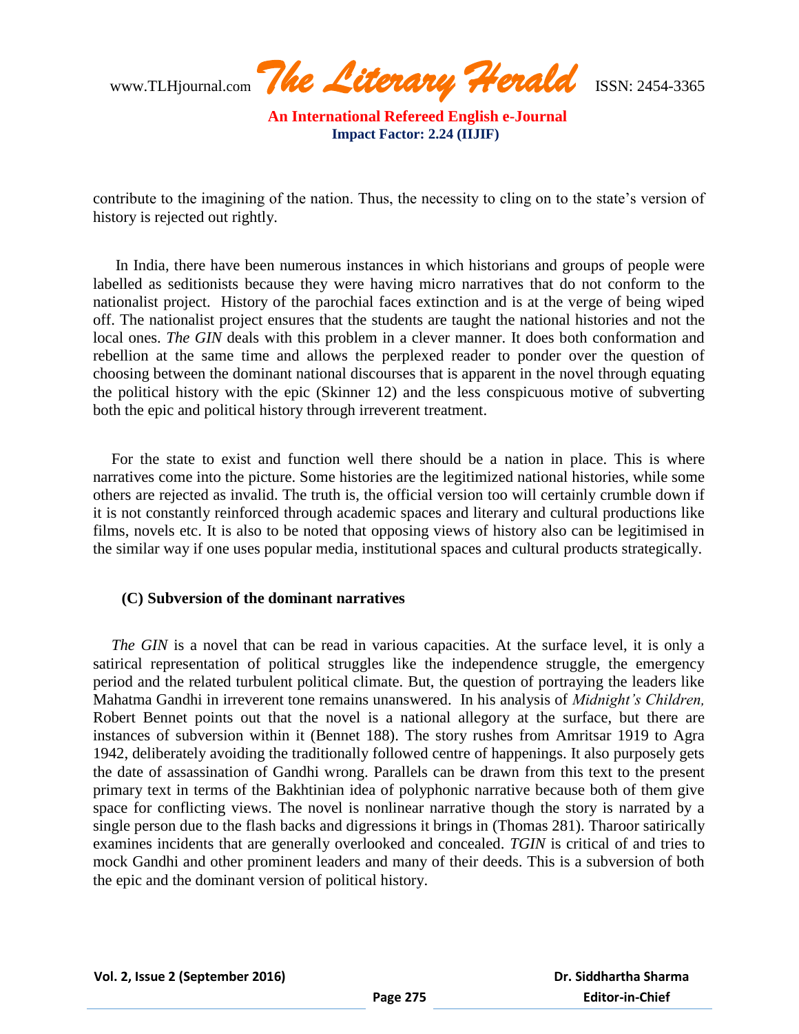contribute to the imagining of the nation. Thus, the necessity to cling on to the state's version of history is rejected out rightly.

In India, there have been numerous instances in which historians and groups of people were labelled as seditionists because they were having micro narratives that do not conform to the nationalist project. History of the parochial faces extinction and is at the verge of being wiped off. The nationalist project ensures that the students are taught the national histories and not the local ones. *The GIN* deals with this problem in a clever manner. It does both conformation and rebellion at the same time and allows the perplexed reader to ponder over the question of choosing between the dominant national discourses that is apparent in the novel through equating the political history with the epic (Skinner 12) and the less conspicuous motive of subverting both the epic and political history through irreverent treatment.

For the state to exist and function well there should be a nation in place. This is where narratives come into the picture. Some histories are the legitimized national histories, while some others are rejected as invalid. The truth is, the official version too will certainly crumble down if it is not constantly reinforced through academic spaces and literary and cultural productions like films, novels etc. It is also to be noted that opposing views of history also can be legitimised in the similar way if one uses popular media, institutional spaces and cultural products strategically.

### (C) Subversion of the dominant narratives

*The GIN* is a novel that can be read in various capacities. At the surface level, it is only a satirical representation of political struggles like the independence struggle, the emergency period and the related turbulent political climate. But, the question of portraying the leaders like Mahatma Gandhi in irreverent tone remains unanswered. In his analysis of *Midnight's Children,* Robert Bennet points out that the novel is a national allegory at the surface, but there are instances of subversion within it (Bennet 188). The story rushes from Amritsar 1919 to Agra 1942, deliberately avoiding the traditionally followed centre of happenings. It also purposely gets the date of assassination of Gandhi wrong. Parallels can be drawn from this text to the present primary text in terms of the Bakhtinian idea of polyphonic narrative because both of them give space for conflicting views. The novel is nonlinear narrative though the story is narrated by a single person due to the flash backs and digressions it brings in (Thomas 281). Tharoor satirically examines incidents that are generally overlooked and concealed. *TGIN* is critical of and tries to mock Gandhi and other prominent leaders and many of their deeds. This is a subversion of both the epic and the dominant version of political history.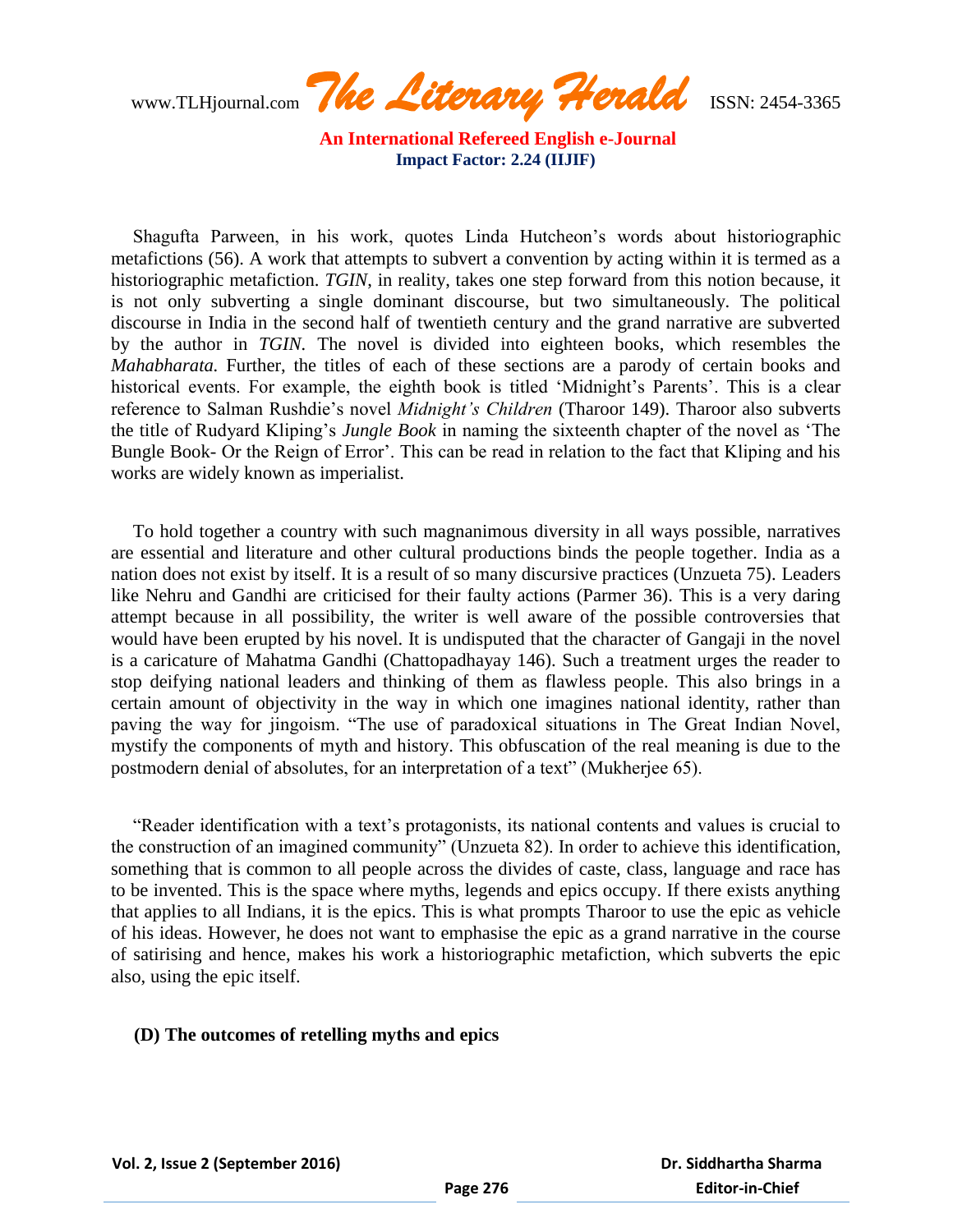Shagufta Parween, in his work, quotes Linda Hutcheon's words about historiographic metafictions (56). A work that attempts to subvert a convention by acting within it is termed as a historiographic metafiction. *TGIN*, in reality, takes one step forward from this notion because, it is not only subverting a single dominant discourse, but two simultaneously. The political discourse in India in the second half of twentieth century and the grand narrative are subverted by the author in *TGIN*. The novel is divided into eighteen books, which resembles the *Mahabharata.* Further, the titles of each of these sections are a parody of certain books and historical events. For example, the eighth book is titled 'Midnight's Parents'. This is a clear reference to Salman Rushdie's novel *Midnight's Children* (Tharoor 149). Tharoor also subverts the title of Rudyard Kliping's *Jungle Book* in naming the sixteenth chapter of the novel as 'The Bungle Book- Or the Reign of Error'. This can be read in relation to the fact that Kliping and his works are widely known as imperialist.

To hold together a country with such magnanimous diversity in all ways possible, narratives are essential and literature and other cultural productions binds the people together. India as a nation does not exist by itself. It is a result of so many discursive practices (Unzueta 75). Leaders like Nehru and Gandhi are criticised for their faulty actions (Parmer 36). This is a very daring attempt because in all possibility, the writer is well aware of the possible controversies that would have been erupted by his novel. It is undisputed that the character of Gangaji in the novel is a caricature of Mahatma Gandhi (Chattopadhayay 146). Such a treatment urges the reader to stop deifying national leaders and thinking of them as flawless people. This also brings in a certain amount of objectivity in the way in which one imagines national identity, rather than paving the way for jingoism. "The use of paradoxical situations in The Great Indian Novel, mystify the components of myth and history. This obfuscation of the real meaning is due to the postmodern denial of absolutes, for an interpretation of a text" (Mukherjee 65).

"Reader identification with a text's protagonists, its national contents and values is crucial to the construction of an imagined community" (Unzueta 82). In order to achieve this identification, something that is common to all people across the divides of caste, class, language and race has to be invented. This is the space where myths, legends and epics occupy. If there exists anything that applies to all Indians, it is the epics. This is what prompts Tharoor to use the epic as vehicle of his ideas. However, he does not want to emphasise the epic as a grand narrative in the course of satirising and hence, makes his work a historiographic metafiction, which subverts the epic also, using the epic itself.

**(D) The outcomes of retelling myths and epics**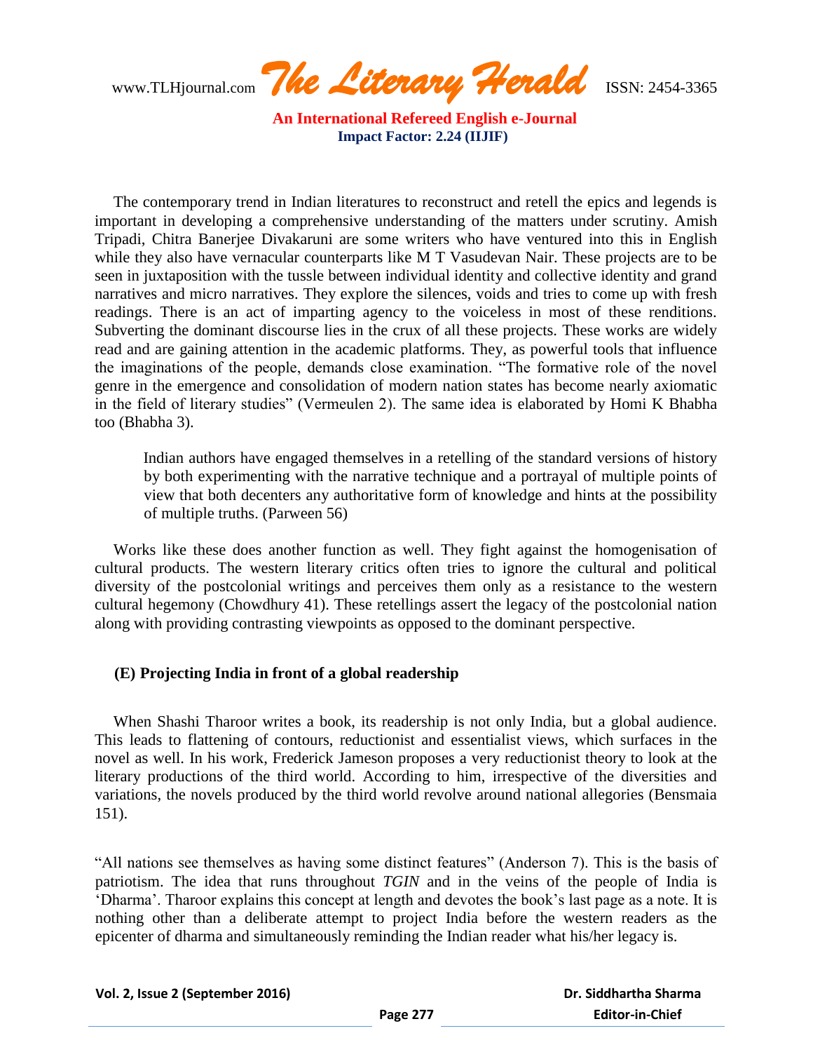The contemporary trend in Indian literatures to reconstruct and retell the epics and legends is important in developing a comprehensive understanding of the matters under scrutiny. Amish Tripadi, Chitra Banerjee Divakaruni are some writers who have ventured into this in English while they also have vernacular counterparts like M T Vasudevan Nair. These projects are to be seen in juxtaposition with the tussle between individual identity and collective identity and grand narratives and micro narratives. They explore the silences, voids and tries to come up with fresh readings. There is an act of imparting agency to the voiceless in most of these renditions. Subverting the dominant discourse lies in the crux of all these projects. These works are widely read and are gaining attention in the academic platforms. They, as powerful tools that influence the imaginations of the people, demands close examination. "The formative role of the novel genre in the emergence and consolidation of modern nation states has become nearly axiomatic in the field of literary studies" (Vermeulen 2). The same idea is elaborated by Homi K Bhabha too (Bhabha 3).

> Indian authors have engaged themselves in a retelling of the standard versions of history by both experimenting with the narrative technique and a portrayal of multiple points of view that both decenters any authoritative form of knowledge and hints at the possibility of multiple truths. (Parween 56)

Works like these does another function as well. They fight against the homogenisation of cultural products. The western literary critics often tries to ignore the cultural and political diversity of the postcolonial writings and perceives them only as a resistance to the western cultural hegemony (Chowdhury 41). These retellings assert the legacy of the postcolonial nation along with providing contrasting viewpoints as opposed to the dominant perspective.

### (E) Projecting India in front of a global readership

When Shashi Tharoor writes a book, its readership is not only India, but a global audience. This leads to flattening of contours, reductionist and essentialist views, which surfaces in the novel as well. In his work, Frederick Jameson proposes a very reductionist theory to look at the literary productions of the third world. According to him, irrespective of the diversities and variations, the novels produced by the third world revolve around national allegories (Bensmaia 151).

"All nations see themselves as having some distinct features" (Anderson 7). This is the basis of patriotism. The idea that runs throughout *TGIN* and in the veins of the people of India is 'Dharma'. Tharoor explains this concept at length and devotes the book's last page as a note. It is nothing other than a deliberate attempt to project India before the western readers as the epicenter of dharma and simultaneously reminding the Indian reader what his/her legacy is.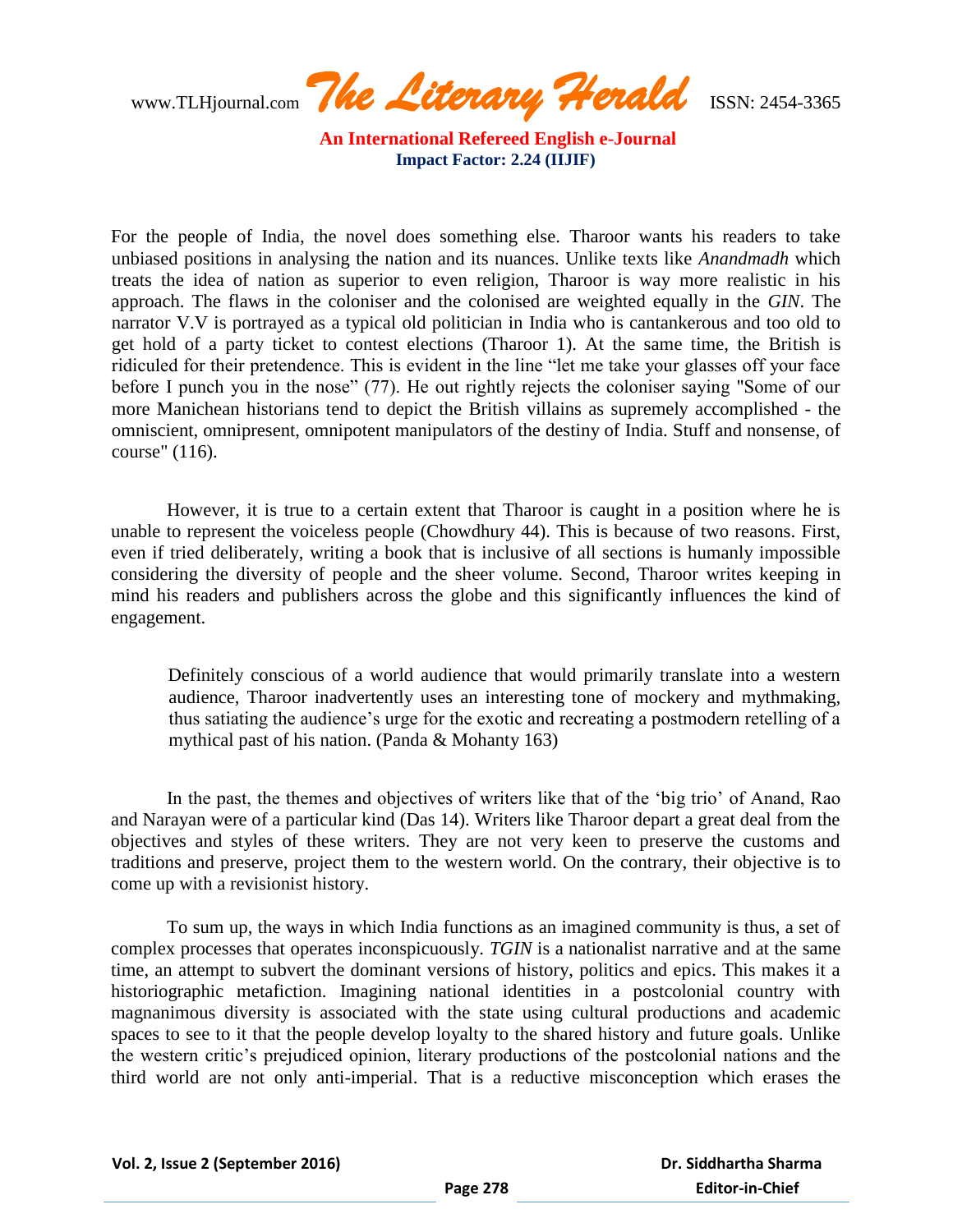For the people of India, the novel does something else. Tharoor wants his readers to take unbiased positions in analysing the nation and its nuances. Unlike texts like *Anandmadh* which treats the idea of nation as superior to even religion, Tharoor is way more realistic in his approach. The flaws in the coloniser and the colonised are weighted equally in the *GIN*. The narrator V.V is portrayed as a typical old politician in India who is cantankerous and too old to get hold of a party ticket to contest elections (Tharoor 1). At the same time, the British is ridiculed for their pretendence. This is evident in the line "let me take your glasses off your face before I punch you in the nose" (77). He out rightly rejects the coloniser saying "Some of our more Manichean historians tend to depict the British villains as supremely accomplished - the omniscient, omnipresent, omnipotent manipulators of the destiny of India. Stuff and nonsense, of course" (116).

However, it is true to a certain extent that Tharoor is caught in a position where he is unable to represent the voiceless people (Chowdhury 44). This is because of two reasons. First, even if tried deliberately, writing a book that is inclusive of all sections is humanly impossible considering the diversity of people and the sheer volume. Second, Tharoor writes keeping in mind his readers and publishers across the globe and this significantly influences the kind of engagement.

> Definitely conscious of a world audience that would primarily translate into a western audience, Tharoor inadvertently uses an interesting tone of mockery and mythmaking, thus satiating the audience's urge for the exotic and recreating a postmodern retelling of a mythical past of his nation. (Panda & Mohanty 163)

In the past, the themes and objectives of writers like that of the 'big trio' of Anand, Rao and Narayan were of a particular kind (Das 14). Writers like Tharoor depart a great deal from the objectives and styles of these writers. They are not very keen to preserve the customs and traditions and preserve, project them to the western world. On the contrary, their objective is to come up with a revisionist history.

To sum up, the ways in which India functions as an imagined community is thus, a set of complex processes that operates inconspicuously. *TGIN* is a nationalist narrative and at the same time, an attempt to subvert the dominant versions of history, politics and epics. This makes it a historiographic metafiction. Imagining national identities in a postcolonial country with magnanimous diversity is associated with the state using cultural productions and academic spaces to see to it that the people develop loyalty to the shared history and future goals. Unlike the western critic's prejudiced opinion, literary productions of the postcolonial nations and the third world are not only anti-imperial. That is a reductive misconception which erases the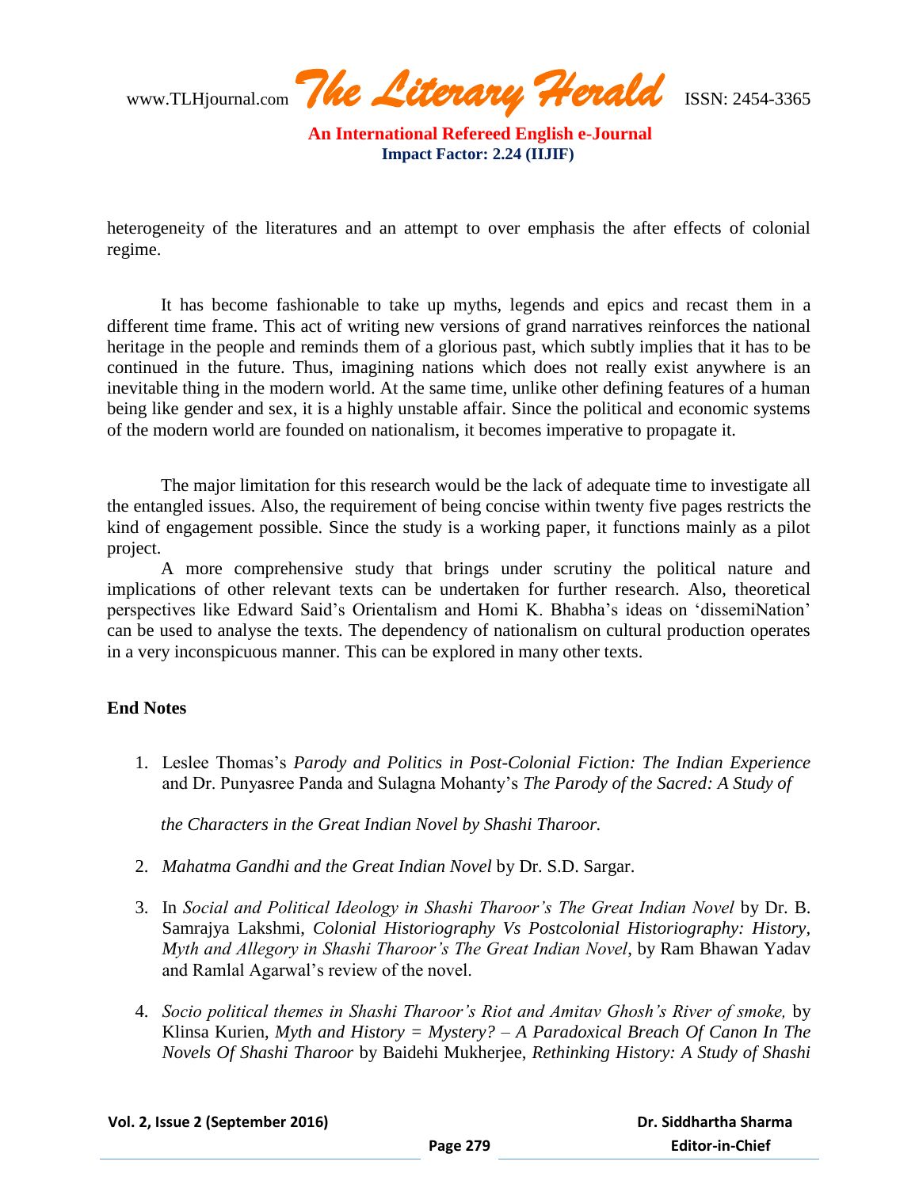heterogeneity of the literatures and an attempt to over emphasis the after effects of colonial regime.

It has become fashionable to take up myths, legends and epics and recast them in a different time frame. This act of writing new versions of grand narratives reinforces the national heritage in the people and reminds them of a glorious past, which subtly implies that it has to be continued in the future. Thus, imagining nations which does not really exist anywhere is an inevitable thing in the modern world. At the same time, unlike other defining features of a human being like gender and sex, it is a highly unstable affair. Since the political and economic systems of the modern world are founded on nationalism, it becomes imperative to propagate it.

The major limitation for this research would be the lack of adequate time to investigate all the entangled issues. Also, the requirement of being concise within twenty five pages restricts the kind of engagement possible. Since the study is a working paper, it functions mainly as a pilot project.

A more comprehensive study that brings under scrutiny the political nature and implications of other relevant texts can be undertaken for further research. Also, theoretical perspectives like Edward Said's Orientalism and Homi K. Bhabha's ideas on 'dissemiNation' can be used to analyse the texts. The dependency of nationalism on cultural production operates in a very inconspicuous manner. This can be explored in many other texts.

**End Notes**

1. Leslee Thomas's *Parody and Politics in Post-Colonial Fiction: The Indian Experience* and Dr. Punyasree Panda and Sulagna Mohanty's *The Parody of the Sacred: A Study of the Characters in the Great Indian Novel by Shashi Tharoor.*
2. *Mahatma Gandhi and the Great Indian Novel* by Dr. S.D. Sargar.
3. In *Social and Political Ideology in Shashi Tharoor's The Great Indian Novel* by Dr. B. Samrajya Lakshmi, *Colonial Historiography Vs Postcolonial Historiography: History, Myth and Allegory in Shashi Tharoor's The Great Indian Novel*, by Ram Bhawan Yadav and Ramlal Agarwal's review of the novel.
4. *Socio political themes in Shashi Tharoor's Riot and Amitav Ghosh's River of smoke,* by Klinsa Kurien, *Myth and History = Mystery? – A Paradoxical Breach Of Canon In The Novels Of Shashi Tharoor* by Baidehi Mukherjee, *Rethinking History: A Study of Shashi*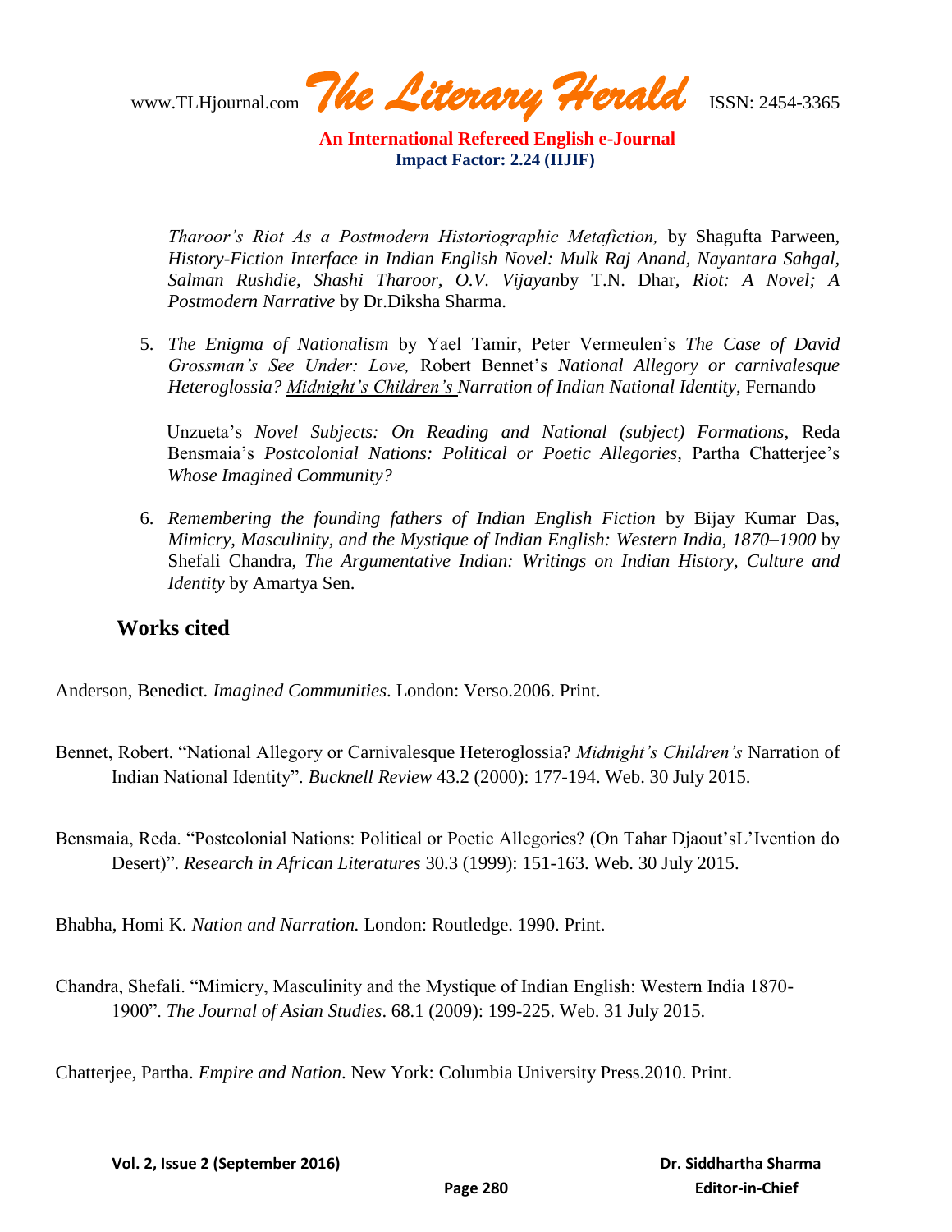*Tharoor's Riot As a Postmodern Historiographic Metafiction,* by Shagufta Parween, *History-Fiction Interface in Indian English Novel: Mulk Raj Anand, Nayantara Sahgal, Salman Rushdie, Shashi Tharoor, O.V. Vijayan*by T.N. Dhar, *Riot: A Novel; A Postmodern Narrative* by Dr.Diksha Sharma.

5. *The Enigma of Nationalism* by Yael Tamir, Peter Vermeulen's *The Case of David Grossman's See Under: Love,* Robert Bennet's *National Allegory or carnivalesque Heteroglossia? Midnight's Children's Narration of Indian National Identity*, Fernando Unzueta's *Novel Subjects: On Reading and National (subject) Formations,* Reda Bensmaia's *Postcolonial Nations: Political or Poetic Allegories,* Partha Chatterjee's *Whose Imagined Community?*

6. *Remembering the founding fathers of Indian English Fiction* by Bijay Kumar Das, *Mimicry, Masculinity, and the Mystique of Indian English: Western India, 1870–1900* by Shefali Chandra, *The Argumentative Indian: Writings on Indian History, Culture and Identity* by Amartya Sen.

## Works cited

Anderson, Benedict. *Imagined Communities*. London: Verso.2006. Print.

Bennet, Robert. "National Allegory or Carnivalesque Heteroglossia? *Midnight's Children's* Narration of Indian National Identity". *Bucknell Review* 43.2 (2000): 177-194. Web. 30 July 2015.

Bensmaia, Reda. "Postcolonial Nations: Political or Poetic Allegories? (On Tahar Djaout'sL'Ivention do Desert)". *Research in African Literatures* 30.3 (1999): 151-163. Web. 30 July 2015.

Bhabha, Homi K. *Nation and Narration.* London: Routledge. 1990. Print.

Chandra, Shefali. "Mimicry, Masculinity and the Mystique of Indian English: Western India 1870-1900". *The Journal of Asian Studies*. 68.1 (2009): 199-225. Web. 31 July 2015.

Chatterjee, Partha. *Empire and Nation*. New York: Columbia University Press.2010. Print.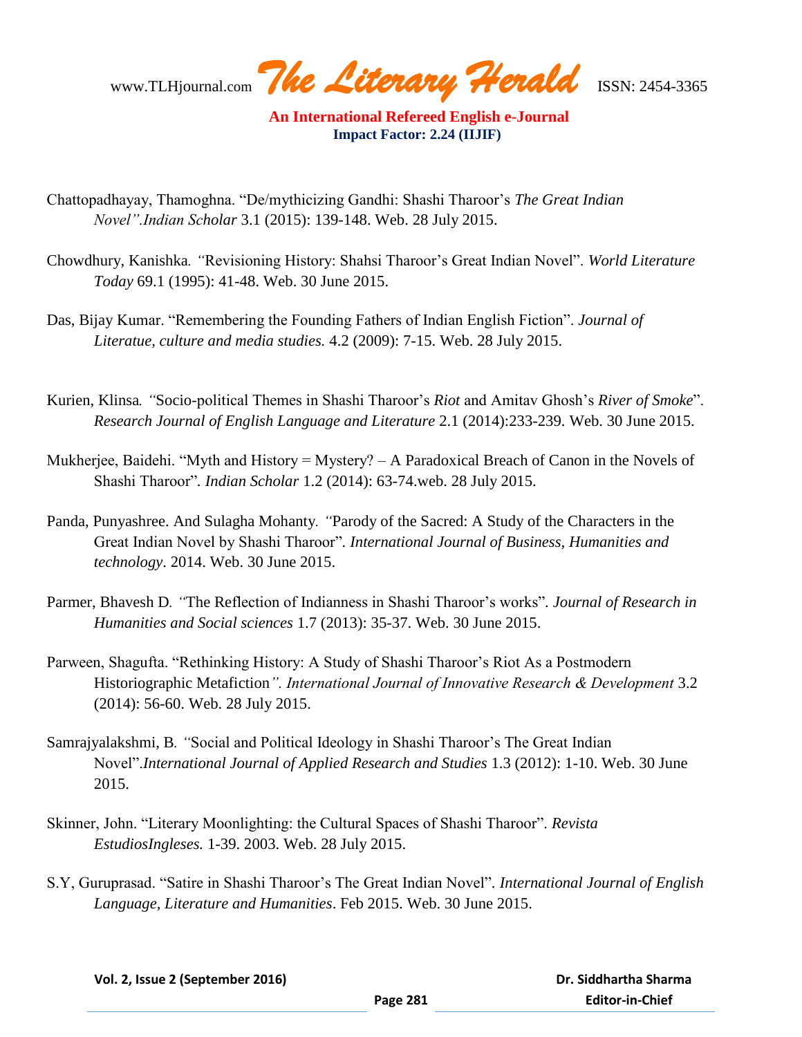Chattopadhayay, Thamoghna. "De/mythicizing Gandhi: Shashi Tharoor's *The Great Indian Novel". Indian Scholar* 3.1 (2015): 139-148. Web. 28 July 2015.

Chowdhury, Kanishka. "Revisioning History: Shahsi Tharoor's Great Indian Novel". *World Literature Today* 69.1 (1995): 41-48. Web. 30 June 2015.

Das, Bijay Kumar. "Remembering the Founding Fathers of Indian English Fiction". *Journal of Literatue, culture and media studies.* 4.2 (2009): 7-15. Web. 28 July 2015.

Kurien, Klinsa. "Socio-political Themes in Shashi Tharoor's *Riot* and Amitav Ghosh's *River of Smoke*". *Research Journal of English Language and Literature* 2.1 (2014):233-239. Web. 30 June 2015.

Mukherjee, Baidehi. "Myth and History = Mystery? – A Paradoxical Breach of Canon in the Novels of Shashi Tharoor". *Indian Scholar* 1.2 (2014): 63-74.web. 28 July 2015.

Panda, Punyashree. And Sulagha Mohanty. "Parody of the Sacred: A Study of the Characters in the Great Indian Novel by Shashi Tharoor". *International Journal of Business, Humanities and technology*. 2014. Web. 30 June 2015.

Parmer, Bhavesh D. "The Reflection of Indianness in Shashi Tharoor's works". *Journal of Research in Humanities and Social sciences* 1.7 (2013): 35-37. Web. 30 June 2015.

Parween, Shagufta. "Rethinking History: A Study of Shashi Tharoor's Riot As a Postmodern Historiographic Metafiction". *International Journal of Innovative Research & Development* 3.2 (2014): 56-60. Web. 28 July 2015.

Samrajyalakshmi, B. "Social and Political Ideology in Shashi Tharoor's The Great Indian Novel".*International Journal of Applied Research and Studies* 1.3 (2012): 1-10. Web. 30 June 2015.

Skinner, John. "Literary Moonlighting: the Cultural Spaces of Shashi Tharoor". *Revista EstudiosIngleses.* 1-39. 2003. Web. 28 July 2015.

S.Y, Guruprasad. "Satire in Shashi Tharoor's The Great Indian Novel". *International Journal of English Language, Literature and Humanities*. Feb 2015. Web. 30 June 2015.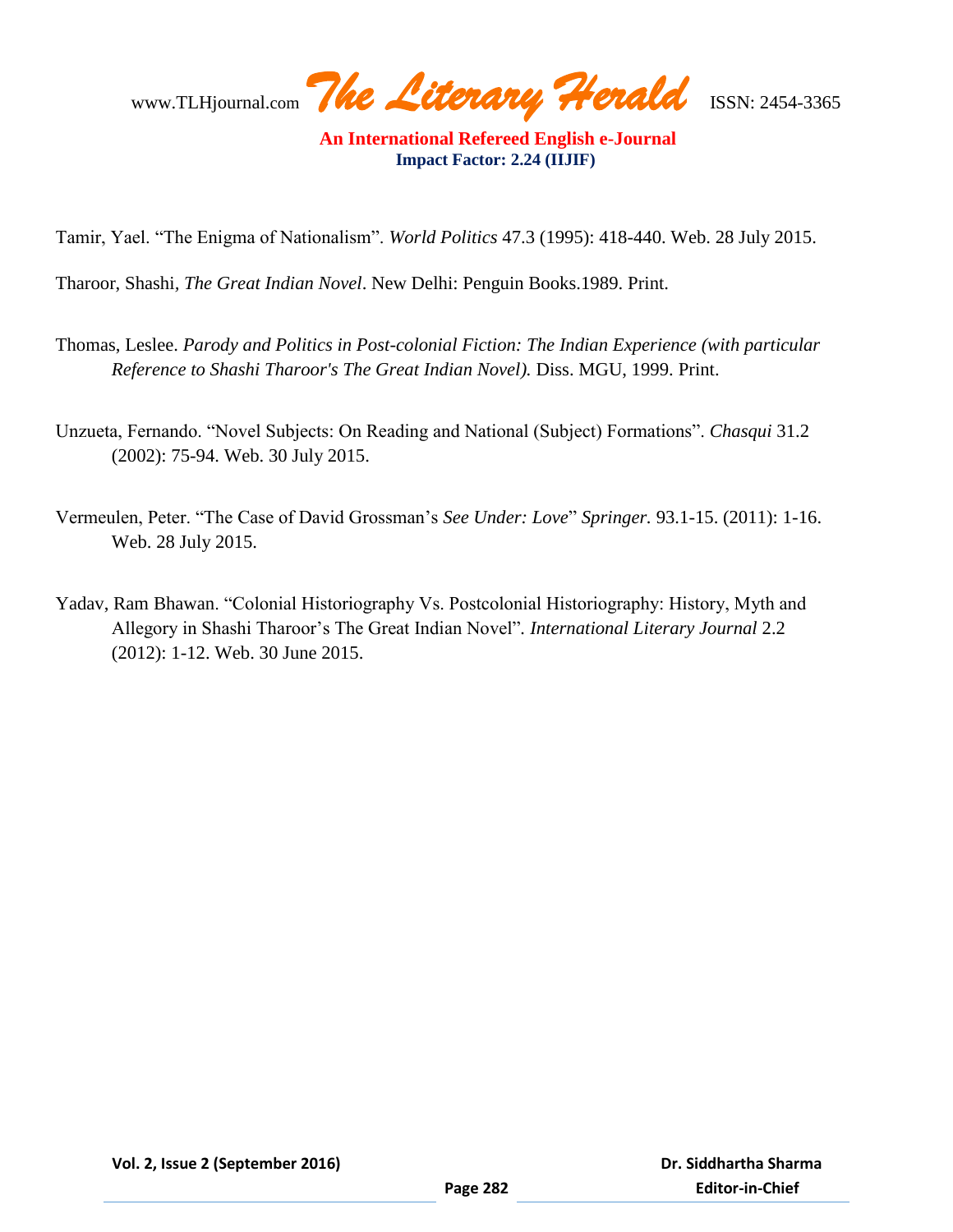Tamir, Yael. “The Enigma of Nationalism”. *World Politics* 47.3 (1995): 418-440. Web. 28 July 2015.

Tharoor, Shashi, *The Great Indian Novel*. New Delhi: Penguin Books.1989. Print.

Thomas, Leslee. *Parody and Politics in Post-colonial Fiction: The Indian Experience (with particular Reference to Shashi Tharoor's The Great Indian Novel).* Diss. MGU, 1999. Print.

Unzueta, Fernando. “Novel Subjects: On Reading and National (Subject) Formations”. *Chasqui* 31.2 (2002): 75-94. Web. 30 July 2015.

Vermeulen, Peter. “The Case of David Grossman’s *See Under: Love*” *Springer.* 93.1-15. (2011): 1-16. Web. 28 July 2015.

Yadav, Ram Bhawan. “Colonial Historiography Vs. Postcolonial Historiography: History, Myth and Allegory in Shashi Tharoor’s The Great Indian Novel”. *International Literary Journal* 2.2 (2012): 1-12. Web. 30 June 2015.